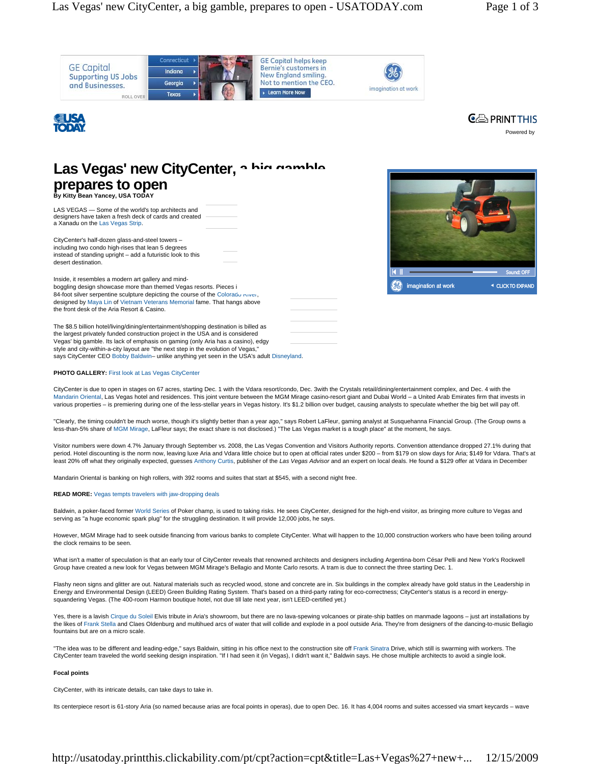# Las Vegas' new CityCenter, a big gamble, prepares to open

**By Kitty Bean Yancey, USA TODAY**

LAS VEGAS — Some of the world's top architects and designers have taken a fresh deck of cards and created a Xanadu on the Las Vegas Strip.

CityCenter's half-dozen glass-and-steel towers – including two condo high-rises that lean 5 degrees instead of standing upright – add a futuristic look to this desert destination.

Inside, it resembles a modern art gallery and mind-boggling design showcase more than themed Vegas resorts. Pieces i 84-foot silver serpentine sculpture depicting the course of the Colorado River, designed by Maya Lin of Vietnam Veterans Memorial fame. That hangs above the front desk of the Aria Resort & Casino.

The $8.5 billion hotel/living/dining/entertainment/shopping destination is billed as the largest privately funded construction project in the USA and is considered Vegas' big gamble. Its lack of emphasis on gaming (only Aria has a casino), edgy style and city-within-a-city layout are "the next step in the evolution of Vegas," says CityCenter CEO Bobby Baldwin– unlike anything yet seen in the USA's adult Disneyland.

**PHOTO GALLERY:** First look at Las Vegas CityCenter

CityCenter is due to open in stages on 67 acres, starting Dec. 1 with the Vdara resort/condo, Dec. 3with the Crystals retail/dining/entertainment complex, and Dec. 4 with the Mandarin Oriental, Las Vegas hotel and residences. This joint venture between the MGM Mirage casino-resort giant and Dubai World – a United Arab Emirates firm that invests in various properties – is premiering during one of the less-stellar years in Vegas history. It's $1.2 billion over budget, causing analysts to speculate whether the big bet will pay off.

"Clearly, the timing couldn't be much worse, though it's slightly better than a year ago," says Robert LaFleur, gaming analyst at Susquehanna Financial Group. (The Group owns a less-than-5% share of MGM Mirage, LaFleur says; the exact share is not disclosed.) "The Las Vegas market is a tough place" at the moment, he says.

Visitor numbers were down 4.7% January through September vs. 2008, the Las Vegas Convention and Visitors Authority reports. Convention attendance dropped 27.1% during that period. Hotel discounting is the norm now, leaving luxe Aria and Vdara little choice but to open at official rates under $200 – from $179 on slow days for Aria; $149 for Vdara. That's at least 20% off what they originally expected, guesses Anthony Curtis, publisher of the *Las Vegas Advisor* and an expert on local deals. He found a $129 offer at Vdara in December

Mandarin Oriental is banking on high rollers, with 392 rooms and suites that start at $545, with a second night free.

**READ MORE:** Vegas tempts travelers with jaw-dropping deals

Baldwin, a poker-faced former World Series of Poker champ, is used to taking risks. He sees CityCenter, designed for the high-end visitor, as bringing more culture to Vegas and serving as "a huge economic spark plug" for the struggling destination. It will provide 12,000 jobs, he says.

However, MGM Mirage had to seek outside financing from various banks to complete CityCenter. What will happen to the 10,000 construction workers who have been toiling around the clock remains to be seen.

What isn't a matter of speculation is that an early tour of CityCenter reveals that renowned architects and designers including Argentina-born César Pelli and New York's Rockwell Group have created a new look for Vegas between MGM Mirage's Bellagio and Monte Carlo resorts. A tram is due to connect the three starting Dec. 1.

Flashy neon signs and glitter are out. Natural materials such as recycled wood, stone and concrete are in. Six buildings in the complex already have gold status in the Leadership in Energy and Environmental Design (LEED) Green Building Rating System. That's based on a third-party rating for eco-correctness; CityCenter's status is a record in energy-squandering Vegas. (The 400-room Harmon boutique hotel, not due till late next year, isn't LEED-certified yet.)

Yes, there is a lavish Cirque du Soleil Elvis tribute in Aria's showroom, but there are no lava-spewing volcanoes or pirate-ship battles on manmade lagoons – just art installations by the likes of Frank Stella and Claes Oldenburg and multihued arcs of water that will collide and explode in a pool outside Aria. They're from designers of the dancing-to-music Bellagio fountains but are on a micro scale.

"The idea was to be different and leading-edge," says Baldwin, sitting in his office next to the construction site off Frank Sinatra Drive, which still is swarming with workers. The CityCenter team traveled the world seeking design inspiration. "If I had seen it (in Vegas), I didn't want it," Baldwin says. He chose multiple architects to avoid a single look.

**Focal points**

CityCenter, with its intricate details, can take days to take in.

Its centerpiece resort is 61-story Aria (so named because arias are focal points in operas), due to open Dec. 16. It has 4,004 rooms and suites accessed via smart keycards – wave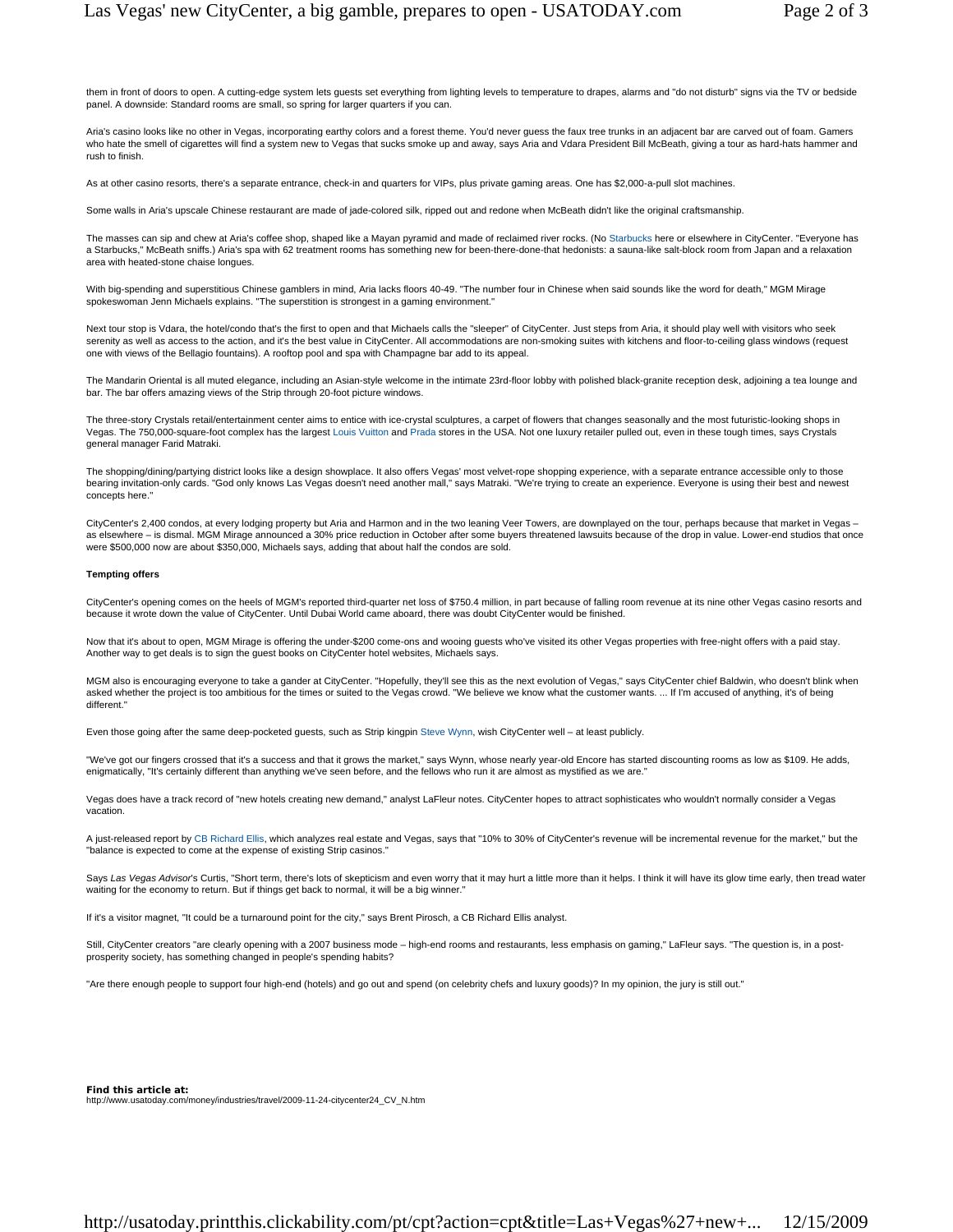them in front of doors to open. A cutting-edge system lets guests set everything from lighting levels to temperature to drapes, alarms and "do not disturb" signs via the TV or bedside panel. A downside: Standard rooms are small, so spring for larger quarters if you can.

Aria's casino looks like no other in Vegas, incorporating earthy colors and a forest theme. You'd never guess the faux tree trunks in an adjacent bar are carved out of foam. Gamers who hate the smell of cigarettes will find a system new to Vegas that sucks smoke up and away, says Aria and Vdara President Bill McBeath, giving a tour as hard-hats hammer and rush to finish.

As at other casino resorts, there's a separate entrance, check-in and quarters for VIPs, plus private gaming areas. One has $2,000-a-pull slot machines.

Some walls in Aria's upscale Chinese restaurant are made of jade-colored silk, ripped out and redone when McBeath didn't like the original craftsmanship.

The masses can sip and chew at Aria's coffee shop, shaped like a Mayan pyramid and made of reclaimed river rocks. (No Starbucks here or elsewhere in CityCenter. "Everyone has a Starbucks," McBeath sniffs.) Aria's spa with 62 treatment rooms has something new for been-there-done-that hedonists: a sauna-like salt-block room from Japan and a relaxation area with heated-stone chaise longues.

With big-spending and superstitious Chinese gamblers in mind, Aria lacks floors 40-49. "The number four in Chinese when said sounds like the word for death," MGM Mirage spokeswoman Jenn Michaels explains. "The superstition is strongest in a gaming environment."

Next tour stop is Vdara, the hotel/condo that's the first to open and that Michaels calls the "sleeper" of CityCenter. Just steps from Aria, it should play well with visitors who seek serenity as well as access to the action, and it's the best value in CityCenter. All accommodations are non-smoking suites with kitchens and floor-to-ceiling glass windows (request one with views of the Bellagio fountains). A rooftop pool and spa with Champagne bar add to its appeal.

The Mandarin Oriental is all muted elegance, including an Asian-style welcome in the intimate 23rd-floor lobby with polished black-granite reception desk, adjoining a tea lounge and bar. The bar offers amazing views of the Strip through 20-foot picture windows.

The three-story Crystals retail/entertainment center aims to entice with ice-crystal sculptures, a carpet of flowers that changes seasonally and the most futuristic-looking shops in Vegas. The 750,000-square-foot complex has the largest Louis Vuitton and Prada stores in the USA. Not one luxury retailer pulled out, even in these tough times, says Crystals general manager Farid Matraki.

The shopping/dining/partying district looks like a design showplace. It also offers Vegas' most velvet-rope shopping experience, with a separate entrance accessible only to those bearing invitation-only cards. "God only knows Las Vegas doesn't need another mall," says Matraki. "We're trying to create an experience. Everyone is using their best and newest concepts here."

CityCenter's 2,400 condos, at every lodging property but Aria and Harmon and in the two leaning Veer Towers, are downplayed on the tour, perhaps because that market in Vegas – as elsewhere – is dismal. MGM Mirage announced a 30% price reduction in October after some buyers threatened lawsuits because of the drop in value. Lower-end studios that once were $500,000 now are about $350,000, Michaels says, adding that about half the condos are sold.

**Tempting offers**

CityCenter's opening comes on the heels of MGM's reported third-quarter net loss of $750.4 million, in part because of falling room revenue at its nine other Vegas casino resorts and because it wrote down the value of CityCenter. Until Dubai World came aboard, there was doubt CityCenter would be finished.

Now that it's about to open, MGM Mirage is offering the under-$200 come-ons and wooing guests who've visited its other Vegas properties with free-night offers with a paid stay. Another way to get deals is to sign the guest books on CityCenter hotel websites, Michaels says.

MGM also is encouraging everyone to take a gander at CityCenter. "Hopefully, they'll see this as the next evolution of Vegas," says CityCenter chief Baldwin, who doesn't blink when asked whether the project is too ambitious for the times or suited to the Vegas crowd. "We believe we know what the customer wants. ... If I'm accused of anything, it's of being different."

Even those going after the same deep-pocketed guests, such as Strip kingpin Steve Wynn, wish CityCenter well – at least publicly.

"We've got our fingers crossed that it's a success and that it grows the market," says Wynn, whose nearly year-old Encore has started discounting rooms as low as $109. He adds, enigmatically, "It's certainly different than anything we've seen before, and the fellows who run it are almost as mystified as we are."

Vegas does have a track record of "new hotels creating new demand," analyst LaFleur notes. CityCenter hopes to attract sophisticates who wouldn't normally consider a Vegas vacation.

A just-released report by CB Richard Ellis, which analyzes real estate and Vegas, says that "10% to 30% of CityCenter's revenue will be incremental revenue for the market," but the "balance is expected to come at the expense of existing Strip casinos."

Says *Las Vegas Advisor*'s Curtis, "Short term, there's lots of skepticism and even worry that it may hurt a little more than it helps. I think it will have its glow time early, then tread water waiting for the economy to return. But if things get back to normal, it will be a big winner."

If it's a visitor magnet, "It could be a turnaround point for the city," says Brent Pirosch, a CB Richard Ellis analyst.

Still, CityCenter creators "are clearly opening with a 2007 business mode – high-end rooms and restaurants, less emphasis on gaming," LaFleur says. "The question is, in a post-prosperity society, has something changed in people's spending habits?

"Are there enough people to support four high-end (hotels) and go out and spend (on celebrity chefs and luxury goods)? In my opinion, the jury is still out."

**Find this article at:**
http://www.usatoday.com/money/industries/travel/2009-11-24-citycenter24_CV_N.htm